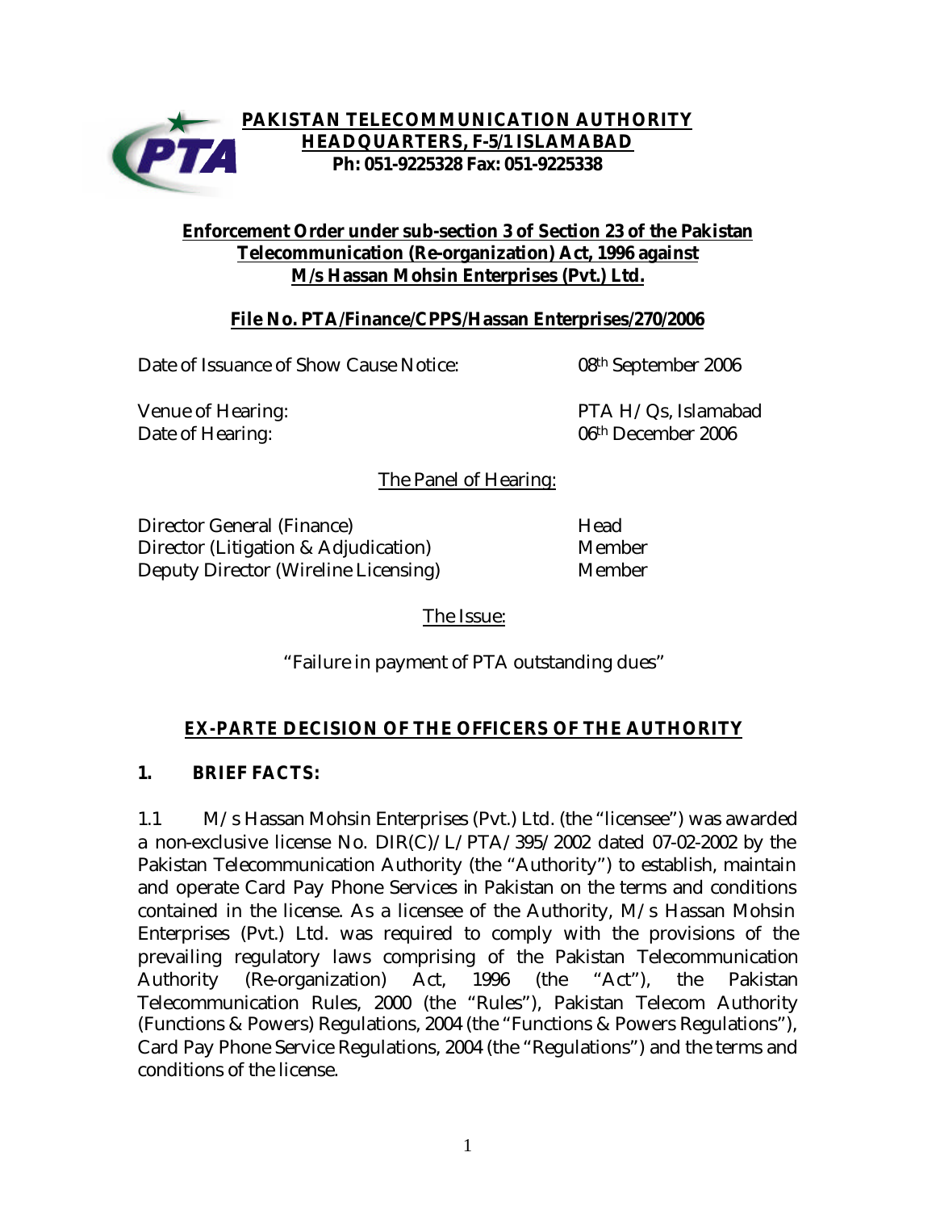**PAKISTAN TELECOMMUNICATION AUTHORITY**
**HEADQUARTERS, F-5/1 ISLAMABAD**
**Ph: 051-9225328 Fax: 051-9225338**

## Enforcement Order under sub-section 3 of Section 23 of the Pakistan Telecommunication (Re-organization) Act, 1996 against M/s Hassan Mohsin Enterprises (Pvt.) Ltd.

**File No. PTA/Finance/CPPS/Hassan Enterprises/270/2006**

| | |
|---|---|
| Date of Issuance of Show Cause Notice: | 08th September 2006 |
| Venue of Hearing: | PTA H/Qs, Islamabad |
| Date of Hearing: | 06th December 2006 |

The Panel of Hearing:

| | |
|---|---|
| Director General (Finance) | Head |
| Director (Litigation & Adjudication) | Member |
| Deputy Director (Wireline Licensing) | Member |

The Issue:

"Failure in payment of PTA outstanding dues"

## EX-PARTE DECISION OF THE OFFICERS OF THE AUTHORITY

### 1. BRIEF FACTS:

1.1 M/s Hassan Mohsin Enterprises (Pvt.) Ltd. (the "licensee") was awarded a non-exclusive license No. DIR(C)/L/PTA/395/2002 dated 07-02-2002 by the Pakistan Telecommunication Authority (the "Authority") to establish, maintain and operate Card Pay Phone Services in Pakistan on the terms and conditions contained in the license. As a licensee of the Authority, M/s Hassan Mohsin Enterprises (Pvt.) Ltd. was required to comply with the provisions of the prevailing regulatory laws comprising of the Pakistan Telecommunication Authority (Re-organization) Act, 1996 (the "Act"), the Pakistan Telecommunication Rules, 2000 (the "Rules"), Pakistan Telecom Authority (Functions & Powers) Regulations, 2004 (the "Functions & Powers Regulations"), Card Pay Phone Service Regulations, 2004 (the "Regulations") and the terms and conditions of the license.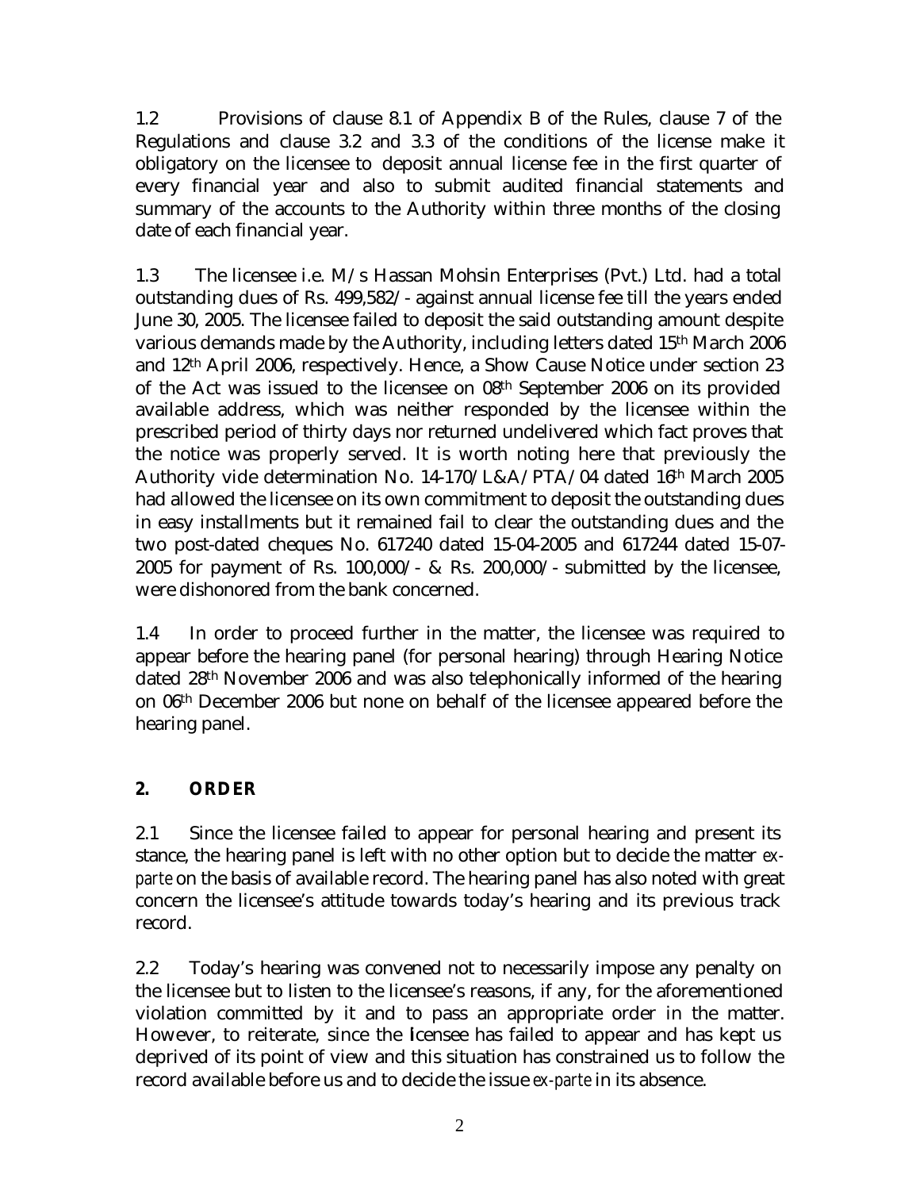1.2 Provisions of clause 8.1 of Appendix B of the Rules, clause 7 of the Regulations and clause 3.2 and 3.3 of the conditions of the license make it obligatory on the licensee to deposit annual license fee in the first quarter of every financial year and also to submit audited financial statements and summary of the accounts to the Authority within three months of the closing date of each financial year.

1.3 The licensee i.e. M/s Hassan Mohsin Enterprises (Pvt.) Ltd. had a total outstanding dues of Rs. 499,582/- against annual license fee till the years ended June 30, 2005. The licensee failed to deposit the said outstanding amount despite various demands made by the Authority, including letters dated 15th March 2006 and 12th April 2006, respectively. Hence, a Show Cause Notice under section 23 of the Act was issued to the licensee on 08th September 2006 on its provided available address, which was neither responded by the licensee within the prescribed period of thirty days nor returned undelivered which fact proves that the notice was properly served. It is worth noting here that previously the Authority vide determination No. 14-170/L&A/PTA/04 dated 16th March 2005 had allowed the licensee on its own commitment to deposit the outstanding dues in easy installments but it remained fail to clear the outstanding dues and the two post-dated cheques No. 617240 dated 15-04-2005 and 617244 dated 15-07-2005 for payment of Rs. 100,000/- & Rs. 200,000/- submitted by the licensee, were dishonored from the bank concerned.

1.4 In order to proceed further in the matter, the licensee was required to appear before the hearing panel (for personal hearing) through Hearing Notice dated 28th November 2006 and was also telephonically informed of the hearing on 06th December 2006 but none on behalf of the licensee appeared before the hearing panel.

## 2. ORDER

2.1 Since the licensee failed to appear for personal hearing and present its stance, the hearing panel is left with no other option but to decide the matter *ex-parte* on the basis of available record. The hearing panel has also noted with great concern the licensee's attitude towards today's hearing and its previous track record.

2.2 Today's hearing was convened not to necessarily impose any penalty on the licensee but to listen to the licensee's reasons, if any, for the aforementioned violation committed by it and to pass an appropriate order in the matter. However, to reiterate, since the licensee has failed to appear and has kept us deprived of its point of view and this situation has constrained us to follow the record available before us and to decide the issue *ex-parte* in its absence.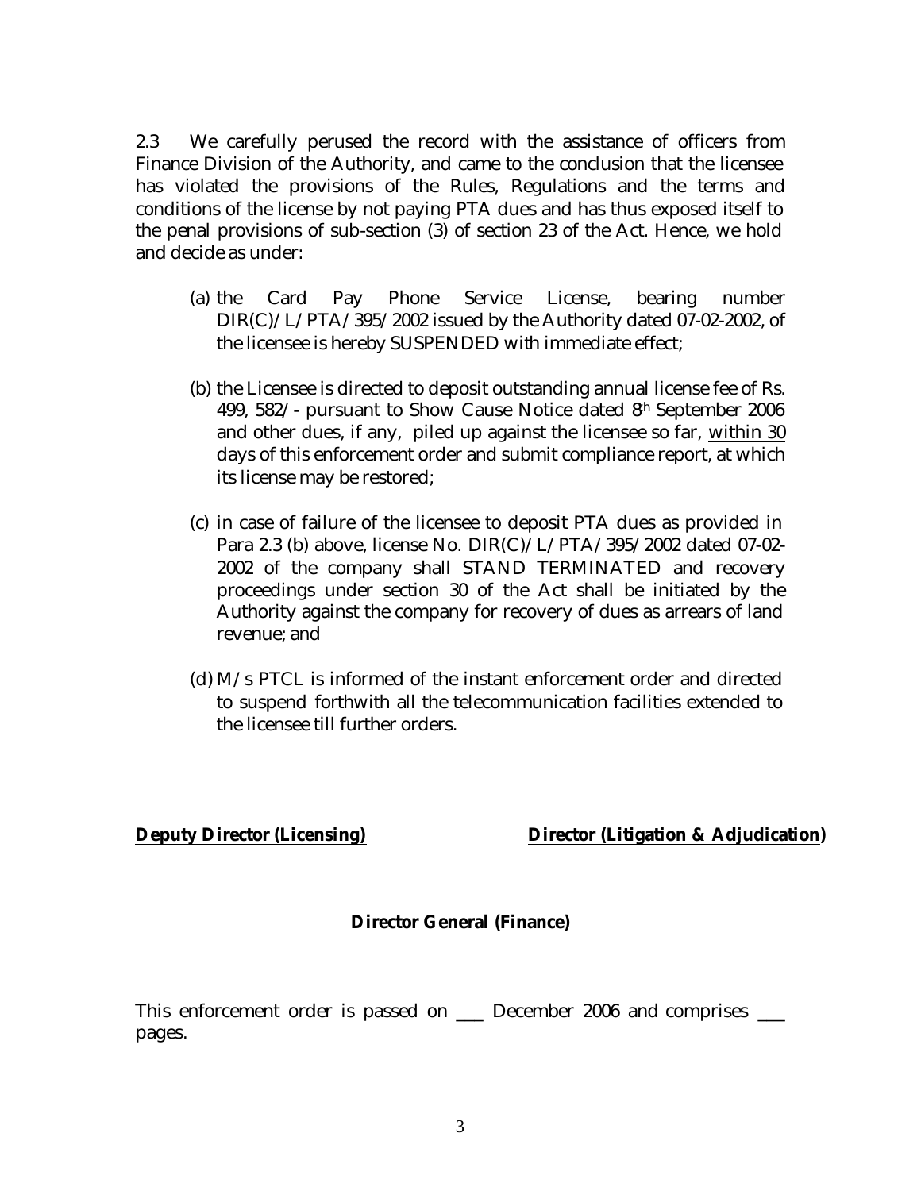2.3 We carefully perused the record with the assistance of officers from Finance Division of the Authority, and came to the conclusion that the licensee has violated the provisions of the Rules, Regulations and the terms and conditions of the license by not paying PTA dues and has thus exposed itself to the penal provisions of sub-section (3) of section 23 of the Act. Hence, we hold and decide as under:

(a) the Card Pay Phone Service License, bearing number DIR(C)/L/PTA/395/2002 issued by the Authority dated 07-02-2002, of the licensee is hereby SUSPENDED with immediate effect;

(b) the Licensee is directed to deposit outstanding annual license fee of Rs. 499, 582/- pursuant to Show Cause Notice dated 8th September 2006 and other dues, if any, piled up against the licensee so far, <u>within 30 days</u> of this enforcement order and submit compliance report, at which its license may be restored;

(c) in case of failure of the licensee to deposit PTA dues as provided in Para 2.3 (b) above, license No. DIR(C)/L/PTA/395/2002 dated 07-02-2002 of the company shall STAND TERMINATED and recovery proceedings under section 30 of the Act shall be initiated by the Authority against the company for recovery of dues as arrears of land revenue; and

(d) M/s PTCL is informed of the instant enforcement order and directed to suspend forthwith all the telecommunication facilities extended to the licensee till further orders.

**Deputy Director (Licensing)** **Director (Litigation & Adjudication)**

**Director General (Finance)**

This enforcement order is passed on \_\_\_ December 2006 and comprises \_\_\_ pages.